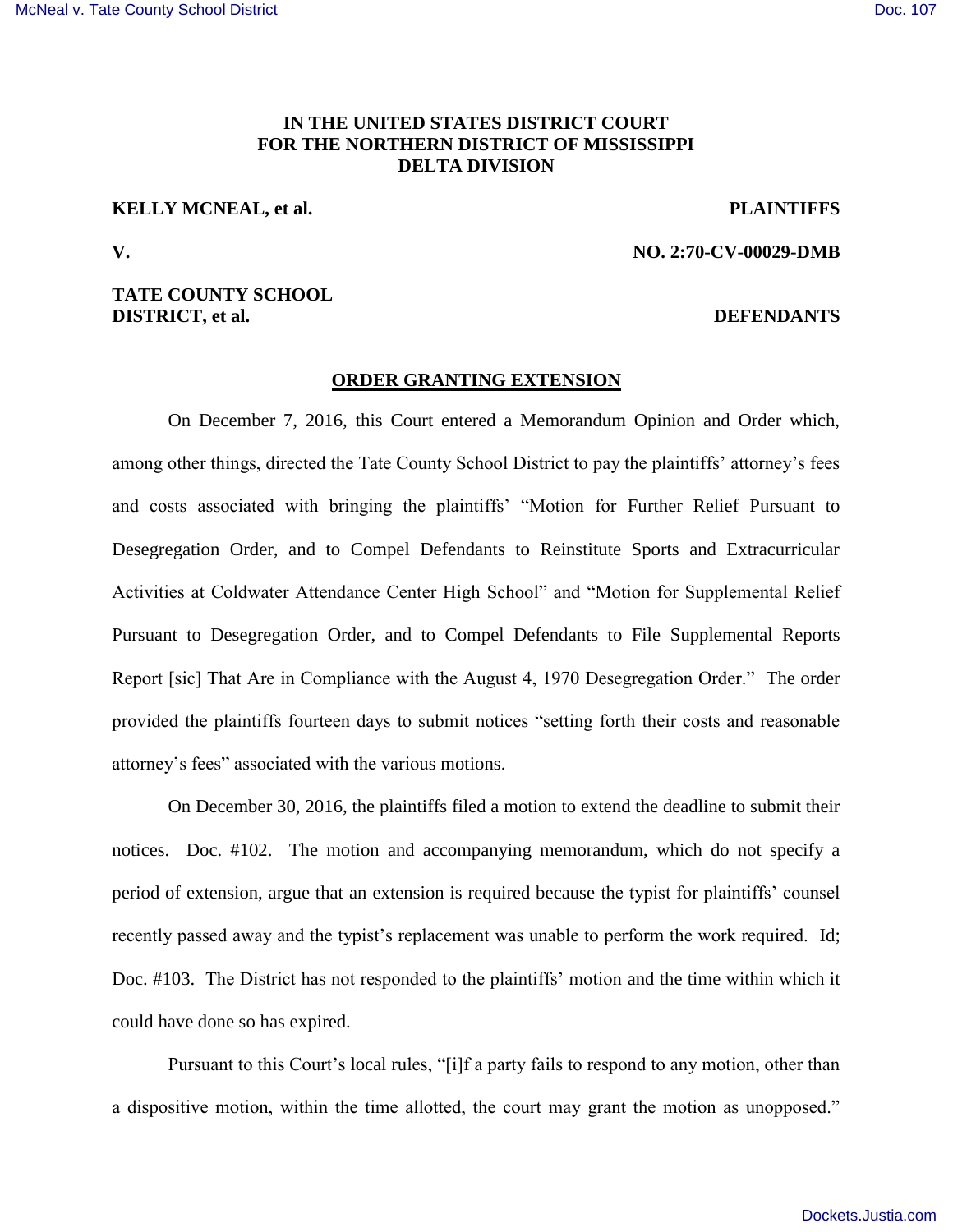**IN THE UNITED STATES DISTRICT COURT**
**FOR THE NORTHERN DISTRICT OF MISSISSIPPI**
**DELTA DIVISION**

**KELLY MCNEAL, et al.** **PLAINTIFFS**

**V.** **NO. 2:70-CV-00029-DMB**

**TATE COUNTY SCHOOL DISTRICT, et al.** **DEFENDANTS**

**ORDER GRANTING EXTENSION**

On December 7, 2016, this Court entered a Memorandum Opinion and Order which, among other things, directed the Tate County School District to pay the plaintiffs' attorney's fees and costs associated with bringing the plaintiffs' "Motion for Further Relief Pursuant to Desegregation Order, and to Compel Defendants to Reinstitute Sports and Extracurricular Activities at Coldwater Attendance Center High School" and "Motion for Supplemental Relief Pursuant to Desegregation Order, and to Compel Defendants to File Supplemental Reports Report [sic] That Are in Compliance with the August 4, 1970 Desegregation Order." The order provided the plaintiffs fourteen days to submit notices "setting forth their costs and reasonable attorney's fees" associated with the various motions.

On December 30, 2016, the plaintiffs filed a motion to extend the deadline to submit their notices. Doc. #102. The motion and accompanying memorandum, which do not specify a period of extension, argue that an extension is required because the typist for plaintiffs' counsel recently passed away and the typist's replacement was unable to perform the work required. Id; Doc. #103. The District has not responded to the plaintiffs' motion and the time within which it could have done so has expired.

Pursuant to this Court's local rules, "[i]f a party fails to respond to any motion, other than a dispositive motion, within the time allotted, the court may grant the motion as unopposed."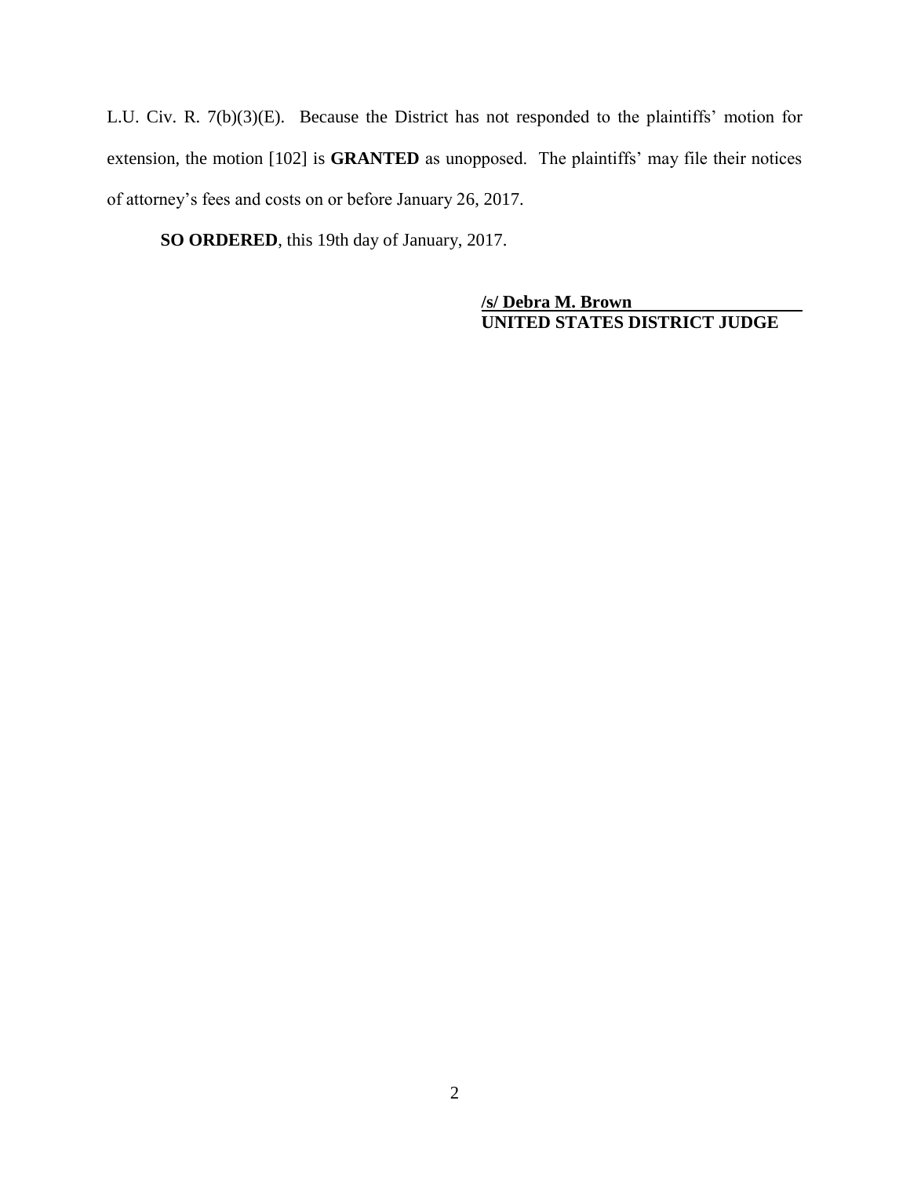L.U. Civ. R. 7(b)(3)(E). Because the District has not responded to the plaintiffs' motion for extension, the motion [102] is **GRANTED** as unopposed. The plaintiffs' may file their notices of attorney's fees and costs on or before January 26, 2017.

**SO ORDERED**, this 19th day of January, 2017.

**/s/ Debra M. Brown**
**UNITED STATES DISTRICT JUDGE**